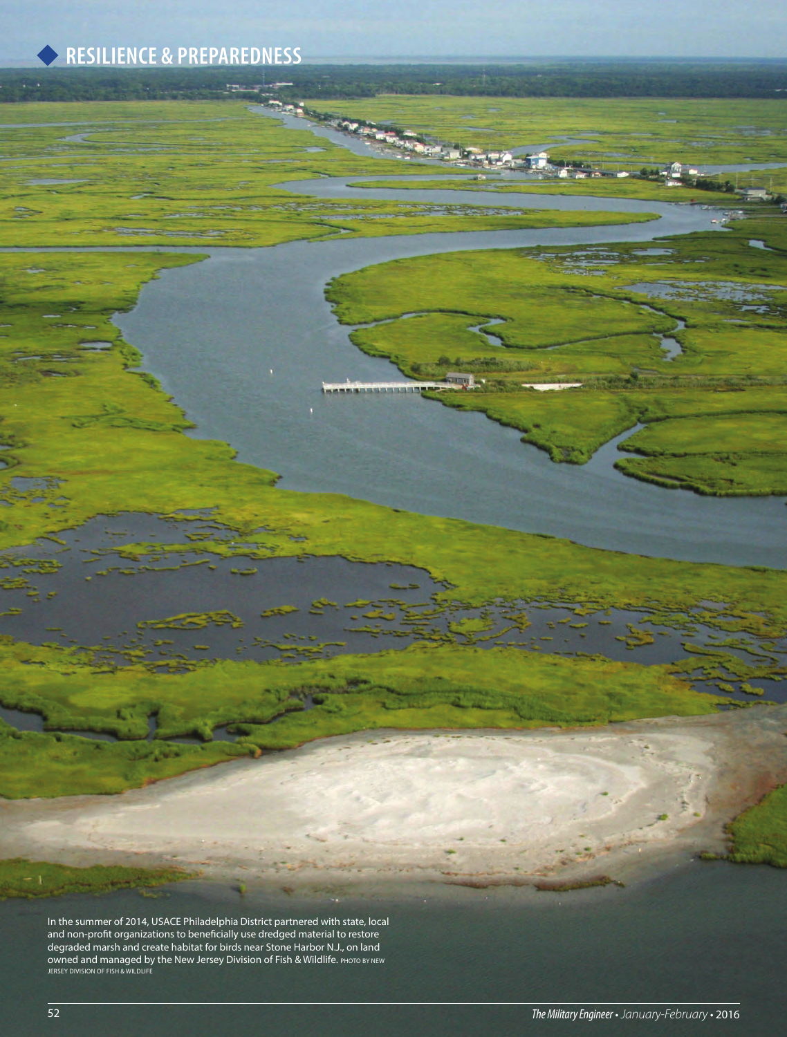In the summer of 2014, USACE Philadelphia District partnered with state, local and non-profit organizations to beneficially use dredged material to restore degraded marsh and create habitat for birds near Stone Harbor N.J., on land owned and managed by the New Jersey Division of Fish & Wildlife. PHOTO BY NEW JERSEY DIVISION OF FISH & WILDLIFE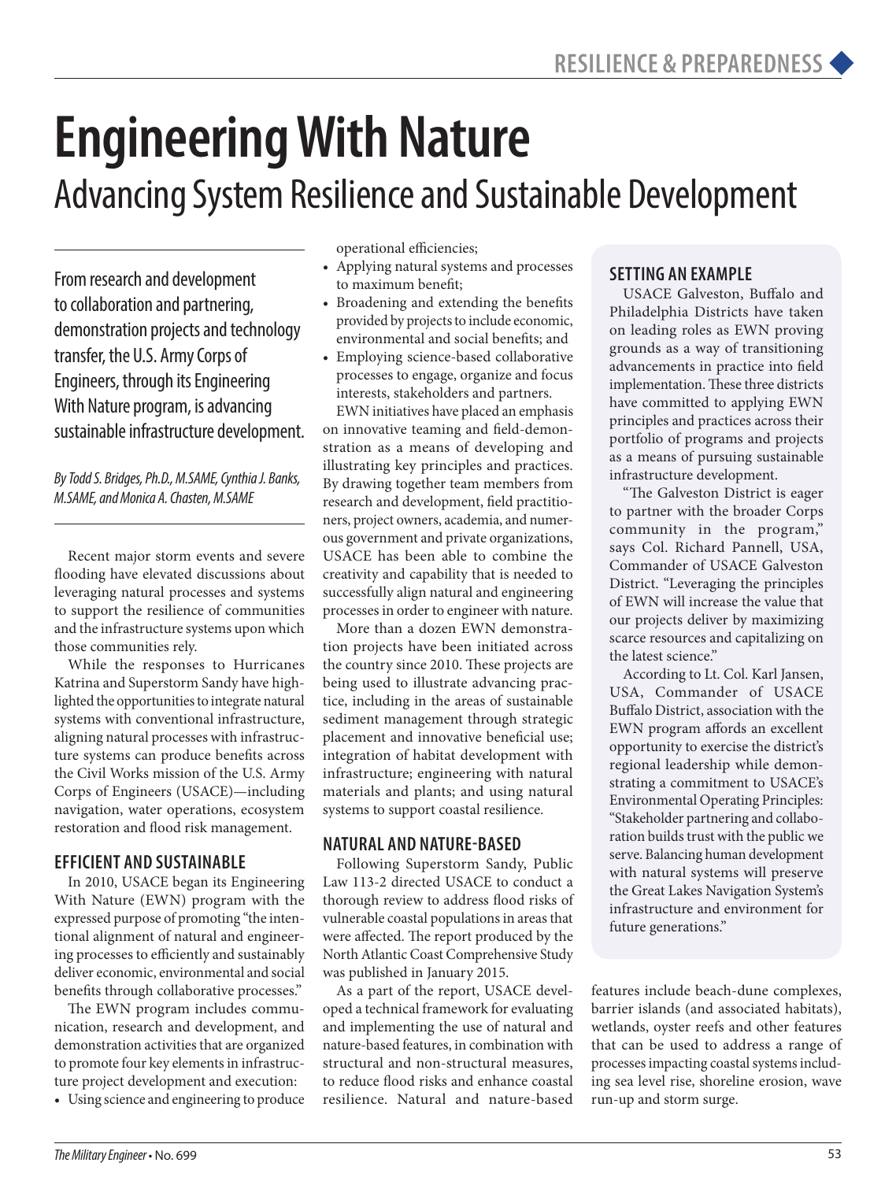# Engineering With Nature

## Advancing System Resilience and Sustainable Development

From research and development to collaboration and partnering, demonstration projects and technology transfer, the U.S. Army Corps of Engineers, through its Engineering With Nature program, is advancing sustainable infrastructure development.

*By Todd S. Bridges, Ph.D., M.SAME, Cynthia J. Banks, M.SAME, and Monica A. Chasten, M.SAME*

Recent major storm events and severe flooding have elevated discussions about leveraging natural processes and systems to support the resilience of communities and the infrastructure systems upon which those communities rely.

While the responses to Hurricanes Katrina and Superstorm Sandy have highlighted the opportunities to integrate natural systems with conventional infrastructure, aligning natural processes with infrastructure systems can produce benefits across the Civil Works mission of the U.S. Army Corps of Engineers (USACE)—including navigation, water operations, ecosystem restoration and flood risk management.

### EFFICIENT AND SUSTAINABLE

In 2010, USACE began its Engineering With Nature (EWN) program with the expressed purpose of promoting "the intentional alignment of natural and engineering processes to efficiently and sustainably deliver economic, environmental and social benefits through collaborative processes."

The EWN program includes communication, research and development, and demonstration activities that are organized to promote four key elements in infrastructure project development and execution:

- Using science and engineering to produce operational efficiencies;
- Applying natural systems and processes to maximum benefit;
- Broadening and extending the benefits provided by projects to include economic, environmental and social benefits; and
- Employing science-based collaborative processes to engage, organize and focus interests, stakeholders and partners.

EWN initiatives have placed an emphasis on innovative teaming and field-demonstration as a means of developing and illustrating key principles and practices. By drawing together team members from research and development, field practitioners, project owners, academia, and numerous government and private organizations, USACE has been able to combine the creativity and capability that is needed to successfully align natural and engineering processes in order to engineer with nature.

More than a dozen EWN demonstration projects have been initiated across the country since 2010. These projects are being used to illustrate advancing practice, including in the areas of sustainable sediment management through strategic placement and innovative beneficial use; integration of habitat development with infrastructure; engineering with natural materials and plants; and using natural systems to support coastal resilience.

### NATURAL AND NATURE-BASED

Following Superstorm Sandy, Public Law 113-2 directed USACE to conduct a thorough review to address flood risks of vulnerable coastal populations in areas that were affected. The report produced by the North Atlantic Coast Comprehensive Study was published in January 2015.

As a part of the report, USACE developed a technical framework for evaluating and implementing the use of natural and nature-based features, in combination with structural and non-structural measures, to reduce flood risks and enhance coastal resilience. Natural and nature-based features include beach-dune complexes, barrier islands (and associated habitats), wetlands, oyster reefs and other features that can be used to address a range of processes impacting coastal systems including sea level rise, shoreline erosion, wave run-up and storm surge.

### SETTING AN EXAMPLE

USACE Galveston, Buffalo and Philadelphia Districts have taken on leading roles as EWN proving grounds as a way of transitioning advancements in practice into field implementation. These three districts have committed to applying EWN principles and practices across their portfolio of programs and projects as a means of pursuing sustainable infrastructure development.

"The Galveston District is eager to partner with the broader Corps community in the program," says Col. Richard Pannell, USA, Commander of USACE Galveston District. "Leveraging the principles of EWN will increase the value that our projects deliver by maximizing scarce resources and capitalizing on the latest science."

According to Lt. Col. Karl Jansen, USA, Commander of USACE Buffalo District, association with the EWN program affords an excellent opportunity to exercise the district's regional leadership while demonstrating a commitment to USACE's Environmental Operating Principles: "Stakeholder partnering and collaboration builds trust with the public we serve. Balancing human development with natural systems will preserve the Great Lakes Navigation System's infrastructure and environment for future generations."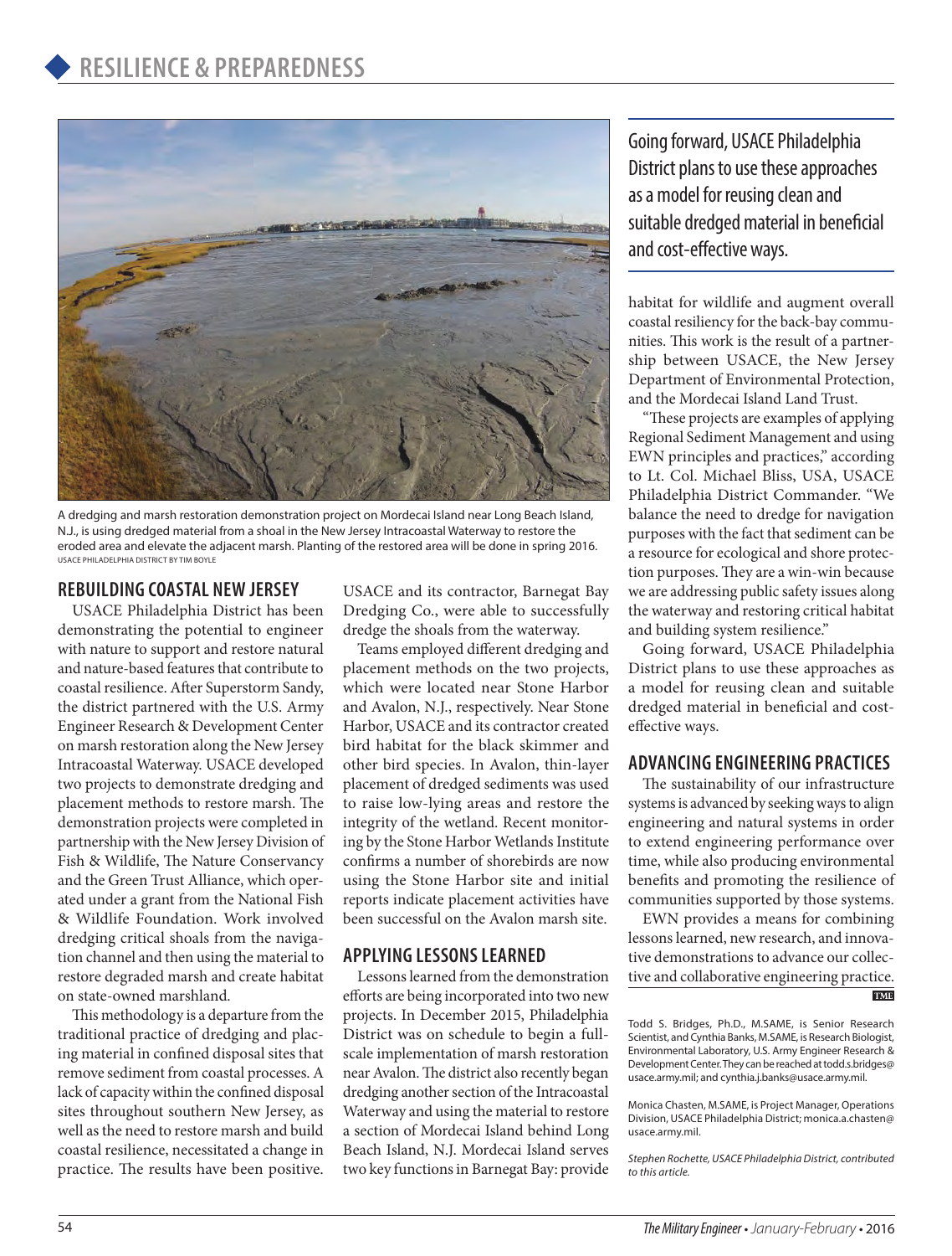A dredging and marsh restoration demonstration project on Mordecai Island near Long Beach Island, N.J., is using dredged material from a shoal in the New Jersey Intracoastal Waterway to restore the eroded area and elevate the adjacent marsh. Planting of the restored area will be done in spring 2016.
USACE PHILADELPHIA DISTRICT BY TIM BOYLE

## REBUILDING COASTAL NEW JERSEY

USACE Philadelphia District has been demonstrating the potential to engineer with nature to support and restore natural and nature-based features that contribute to coastal resilience. After Superstorm Sandy, the district partnered with the U.S. Army Engineer Research & Development Center on marsh restoration along the New Jersey Intracoastal Waterway. USACE developed two projects to demonstrate dredging and placement methods to restore marsh. The demonstration projects were completed in partnership with the New Jersey Division of Fish & Wildlife, The Nature Conservancy and the Green Trust Alliance, which operated under a grant from the National Fish & Wildlife Foundation. Work involved dredging critical shoals from the navigation channel and then using the material to restore degraded marsh and create habitat on state-owned marshland.

This methodology is a departure from the traditional practice of dredging and placing material in confined disposal sites that remove sediment from coastal processes. A lack of capacity within the confined disposal sites throughout southern New Jersey, as well as the need to restore marsh and build coastal resilience, necessitated a change in practice. The results have been positive. USACE and its contractor, Barnegat Bay Dredging Co., were able to successfully dredge the shoals from the waterway.

Teams employed different dredging and placement methods on the two projects, which were located near Stone Harbor and Avalon, N.J., respectively. Near Stone Harbor, USACE and its contractor created bird habitat for the black skimmer and other bird species. In Avalon, thin-layer placement of dredged sediments was used to raise low-lying areas and restore the integrity of the wetland. Recent monitoring by the Stone Harbor Wetlands Institute confirms a number of shorebirds are now using the Stone Harbor site and initial reports indicate placement activities have been successful on the Avalon marsh site.

## APPLYING LESSONS LEARNED

Lessons learned from the demonstration efforts are being incorporated into two new projects. In December 2015, Philadelphia District was on schedule to begin a full-scale implementation of marsh restoration near Avalon. The district also recently began dredging another section of the Intracoastal Waterway and using the material to restore a section of Mordecai Island behind Long Beach Island, N.J. Mordecai Island serves two key functions in Barnegat Bay: provide habitat for wildlife and augment overall coastal resiliency for the back-bay communities. This work is the result of a partnership between USACE, the New Jersey Department of Environmental Protection, and the Mordecai Island Land Trust.

> Going forward, USACE Philadelphia District plans to use these approaches as a model for reusing clean and suitable dredged material in beneficial and cost-effective ways.

"These projects are examples of applying Regional Sediment Management and using EWN principles and practices," according to Lt. Col. Michael Bliss, USA, USACE Philadelphia District Commander. "We balance the need to dredge for navigation purposes with the fact that sediment can be a resource for ecological and shore protection purposes. They are a win-win because we are addressing public safety issues along the waterway and restoring critical habitat and building system resilience."

Going forward, USACE Philadelphia District plans to use these approaches as a model for reusing clean and suitable dredged material in beneficial and cost-effective ways.

## ADVANCING ENGINEERING PRACTICES

The sustainability of our infrastructure systems is advanced by seeking ways to align engineering and natural systems in order to extend engineering performance over time, while also producing environmental benefits and promoting the resilience of communities supported by those systems.

EWN provides a means for combining lessons learned, new research, and innovative demonstrations to advance our collective and collaborative engineering practice. TME

Todd S. Bridges, Ph.D., M.SAME, is Senior Research Scientist, and Cynthia Banks, M.SAME, is Research Biologist, Environmental Laboratory, U.S. Army Engineer Research & Development Center. They can be reached at todd.s.bridges@usace.army.mil; and cynthia.j.banks@usace.army.mil.

Monica Chasten, M.SAME, is Project Manager, Operations Division, USACE Philadelphia District; monica.a.chasten@usace.army.mil.

*Stephen Rochette, USACE Philadelphia District, contributed to this article.*